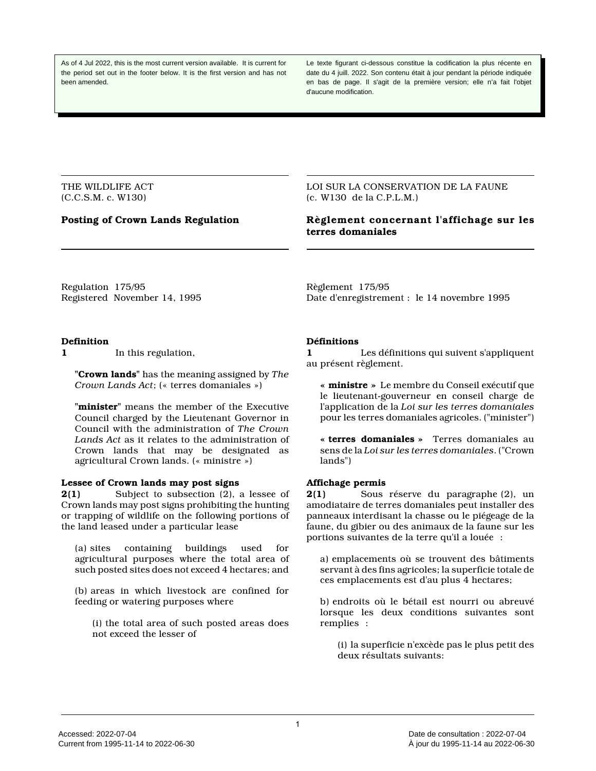As of 4 Jul 2022, this is the most current version available. It is current for the period set out in the footer below. It is the first version and has not been amended.

Le texte figurant ci-dessous constitue la codification la plus récente en date du 4 juill. 2022. Son contenu était à jour pendant la période indiquée en bas de page. Il s'agit de la première version; elle n'a fait l'objet d'aucune modification.

THE WILDLIFE ACT
(C.C.S.M. c. W130)

# Posting of Crown Lands Regulation

Regulation 175/95
Registered November 14, 1995

### Definition

**1** In this regulation,

"**Crown lands**" has the meaning assigned by *The Crown Lands Act*; (« terres domaniales »)

"**minister**" means the member of the Executive Council charged by the Lieutenant Governor in Council with the administration of *The Crown Lands Act* as it relates to the administration of Crown lands that may be designated as agricultural Crown lands. (« ministre »)

### Lessee of Crown lands may post signs

**2(1)** Subject to subsection (2), a lessee of Crown lands may post signs prohibiting the hunting or trapping of wildlife on the following portions of the land leased under a particular lease

(a) sites containing buildings used for agricultural purposes where the total area of such posted sites does not exceed 4 hectares; and

(b) areas in which livestock are confined for feeding or watering purposes where

(i) the total area of such posted areas does not exceed the lesser of

LOI SUR LA CONSERVATION DE LA FAUNE
(c. W130 de la C.P.L.M.)

# Règlement concernant l'affichage sur les terres domaniales

Règlement 175/95
Date d'enregistrement : le 14 novembre 1995

### Définitions

**1** Les définitions qui suivent s'appliquent au présent règlement.

« **ministre** » Le membre du Conseil exécutif que le lieutenant-gouverneur en conseil charge de l'application de la *Loi sur les terres domaniales* pour les terres domaniales agricoles. ("minister")

« **terres domaniales** » Terres domaniales au sens de la *Loi sur les terres domaniales*. ("Crown lands")

### Affichage permis

**2(1)** Sous réserve du paragraphe (2), un amodiataire de terres domaniales peut installer des panneaux interdisant la chasse ou le piégeage de la faune, du gibier ou des animaux de la faune sur les portions suivantes de la terre qu'il a louée :

a) emplacements où se trouvent des bâtiments servant à des fins agricoles; la superficie totale de ces emplacements est d'au plus 4 hectares;

b) endroits où le bétail est nourri ou abreuvé lorsque les deux conditions suivantes sont remplies :

(i) la superficie n'excède pas le plus petit des deux résultats suivants: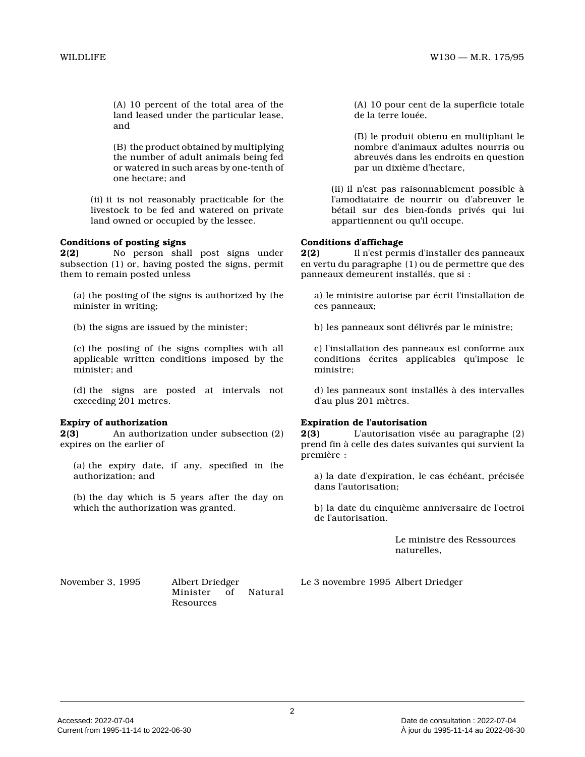(A) 10 percent of the total area of the land leased under the particular lease, and

(B) the product obtained by multiplying the number of adult animals being fed or watered in such areas by one-tenth of one hectare; and

(ii) it is not reasonably practicable for the livestock to be fed and watered on private land owned or occupied by the lessee.

**Conditions of posting signs**
**2(2)** No person shall post signs under subsection (1) or, having posted the signs, permit them to remain posted unless

(a) the posting of the signs is authorized by the minister in writing;

(b) the signs are issued by the minister;

(c) the posting of the signs complies with all applicable written conditions imposed by the minister; and

(d) the signs are posted at intervals not exceeding 201 metres.

**Expiry of authorization**
**2(3)** An authorization under subsection (2) expires on the earlier of

(a) the expiry date, if any, specified in the authorization; and

(b) the day which is 5 years after the day on which the authorization was granted.

November 3, 1995 Albert Driedger
Minister of Natural Resources

(A) 10 pour cent de la superficie totale de la terre louée,

(B) le produit obtenu en multipliant le nombre d'animaux adultes nourris ou abreuvés dans les endroits en question par un dixième d'hectare,

(ii) il n'est pas raisonnablement possible à l'amodiataire de nourrir ou d'abreuver le bétail sur des bien-fonds privés qui lui appartiennent ou qu'il occupe.

**Conditions d'affichage**
**2(2)** Il n'est permis d'installer des panneaux en vertu du paragraphe (1) ou de permettre que des panneaux demeurent installés, que si :

a) le ministre autorise par écrit l'installation de ces panneaux;

b) les panneaux sont délivrés par le ministre;

c) l'installation des panneaux est conforme aux conditions écrites applicables qu'impose le ministre;

d) les panneaux sont installés à des intervalles d'au plus 201 mètres.

**Expiration de l'autorisation**
**2(3)** L'autorisation visée au paragraphe (2) prend fin à celle des dates suivantes qui survient la première :

a) la date d'expiration, le cas échéant, précisée dans l'autorisation;

b) la date du cinquième anniversaire de l'octroi de l'autorisation.

Le ministre des Ressources naturelles,

Le 3 novembre 1995 Albert Driedger